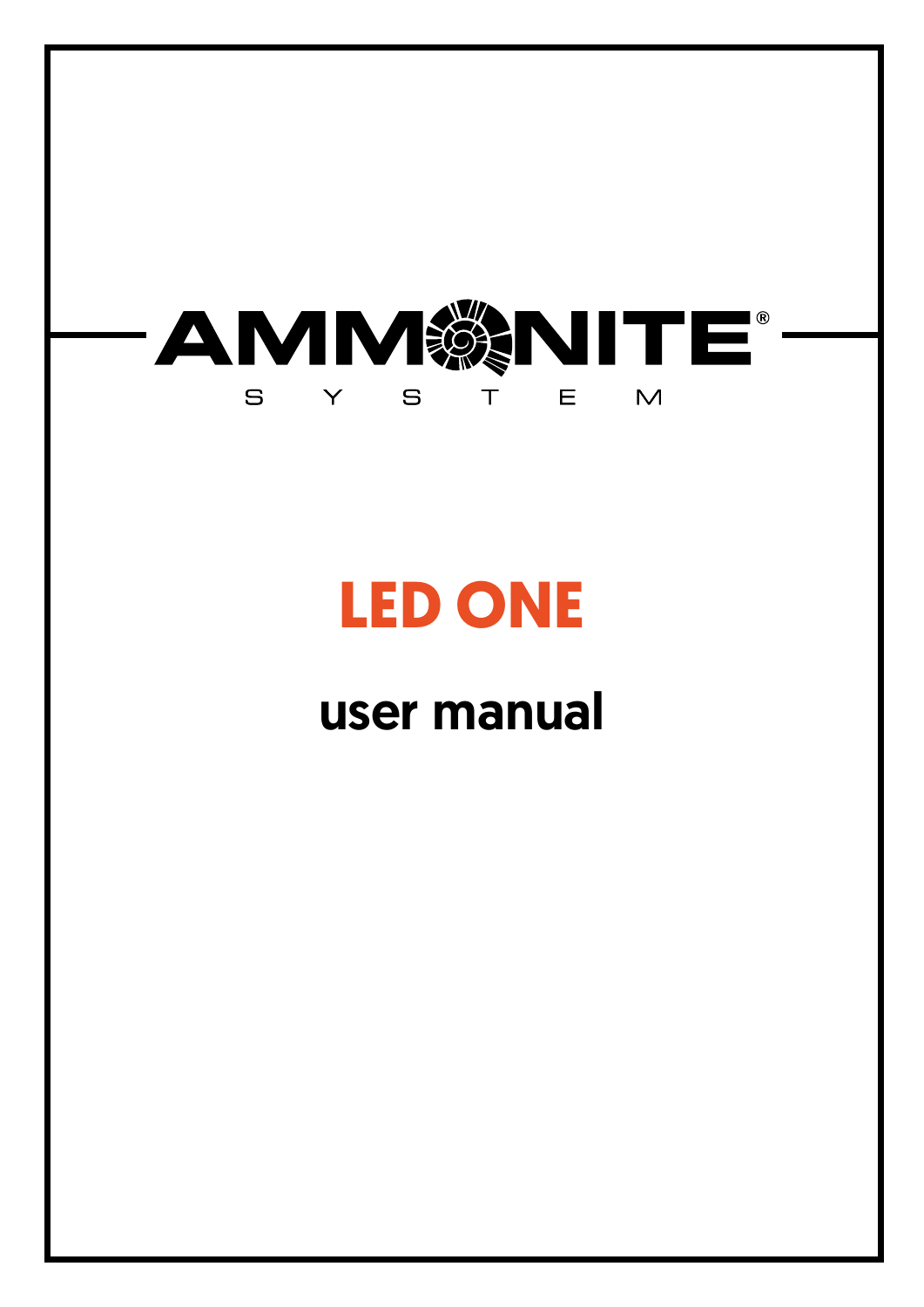AMMONITE®

S Y S T E M

# LED ONE

## user manual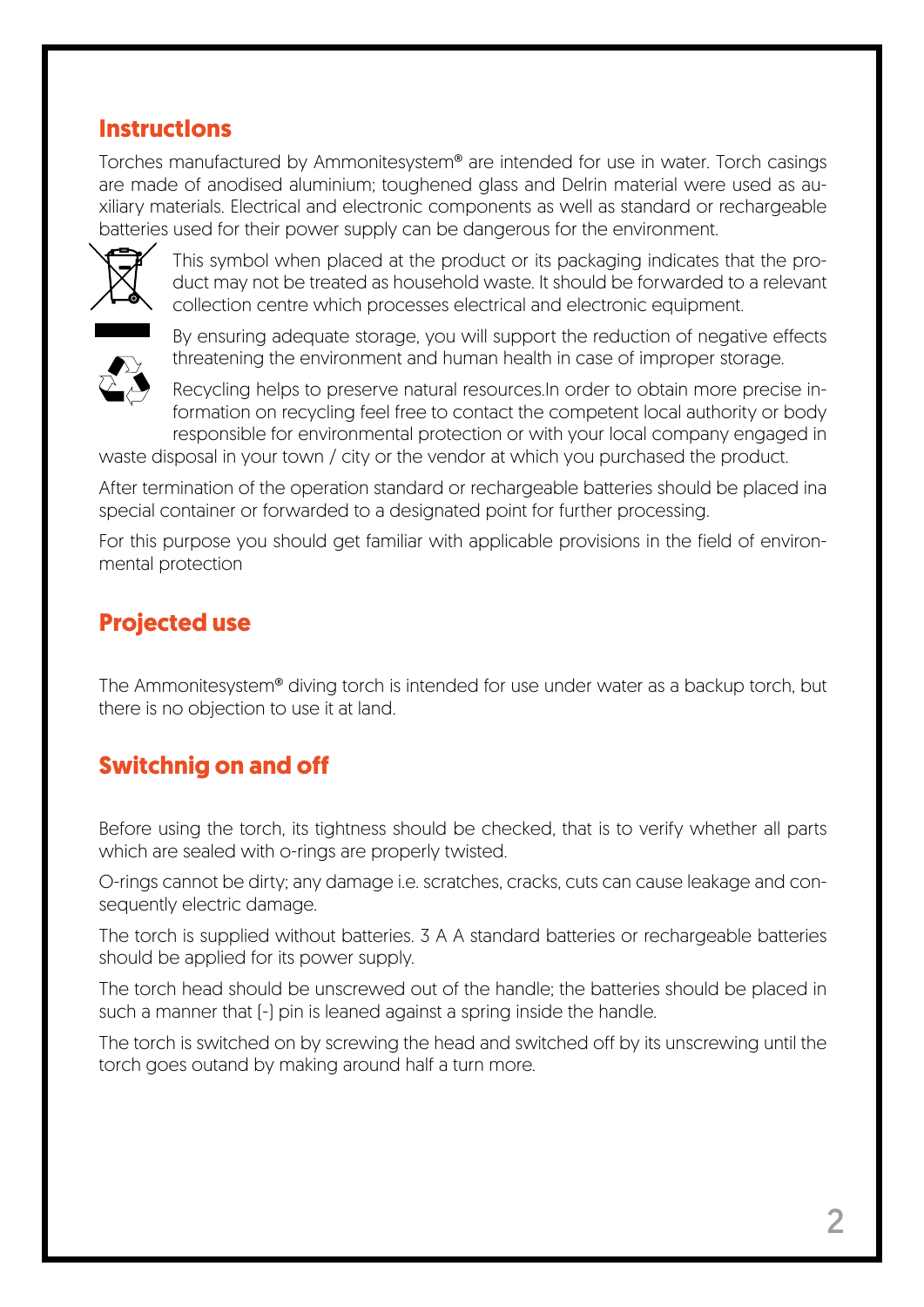## Instructlons

Torches manufactured by Ammonitesystem® are intended for use in water. Torch casings are made of anodised aluminium; toughened glass and Delrin material were used as auxiliary materials. Electrical and electronic components as well as standard or rechargeable batteries used for their power supply can be dangerous for the environment.

This symbol when placed at the product or its packaging indicates that the product may not be treated as household waste. It should be forwarded to a relevant collection centre which processes electrical and electronic equipment.

By ensuring adequate storage, you will support the reduction of negative effects threatening the environment and human health in case of improper storage.

Recycling helps to preserve natural resources.In order to obtain more precise information on recycling feel free to contact the competent local authority or body responsible for environmental protection or with your local company engaged in waste disposal in your town / city or the vendor at which you purchased the product.

After termination of the operation standard or rechargeable batteries should be placed ina special container or forwarded to a designated point for further processing.

For this purpose you should get familiar with applicable provisions in the field of environmental protection

## Projected use

The Ammonitesystem® diving torch is intended for use under water as a backup torch, but there is no objection to use it at land.

## Switchnig on and off

Before using the torch, its tightness should be checked, that is to verify whether all parts which are sealed with o-rings are properly twisted.

O-rings cannot be dirty; any damage i.e. scratches, cracks, cuts can cause leakage and consequently electric damage.

The torch is supplied without batteries. 3 A A standard batteries or rechargeable batteries should be applied for its power supply.

The torch head should be unscrewed out of the handle; the batteries should be placed in such a manner that (-) pin is leaned against a spring inside the handle.

The torch is switched on by screwing the head and switched off by its unscrewing until the torch goes outand by making around half a turn more.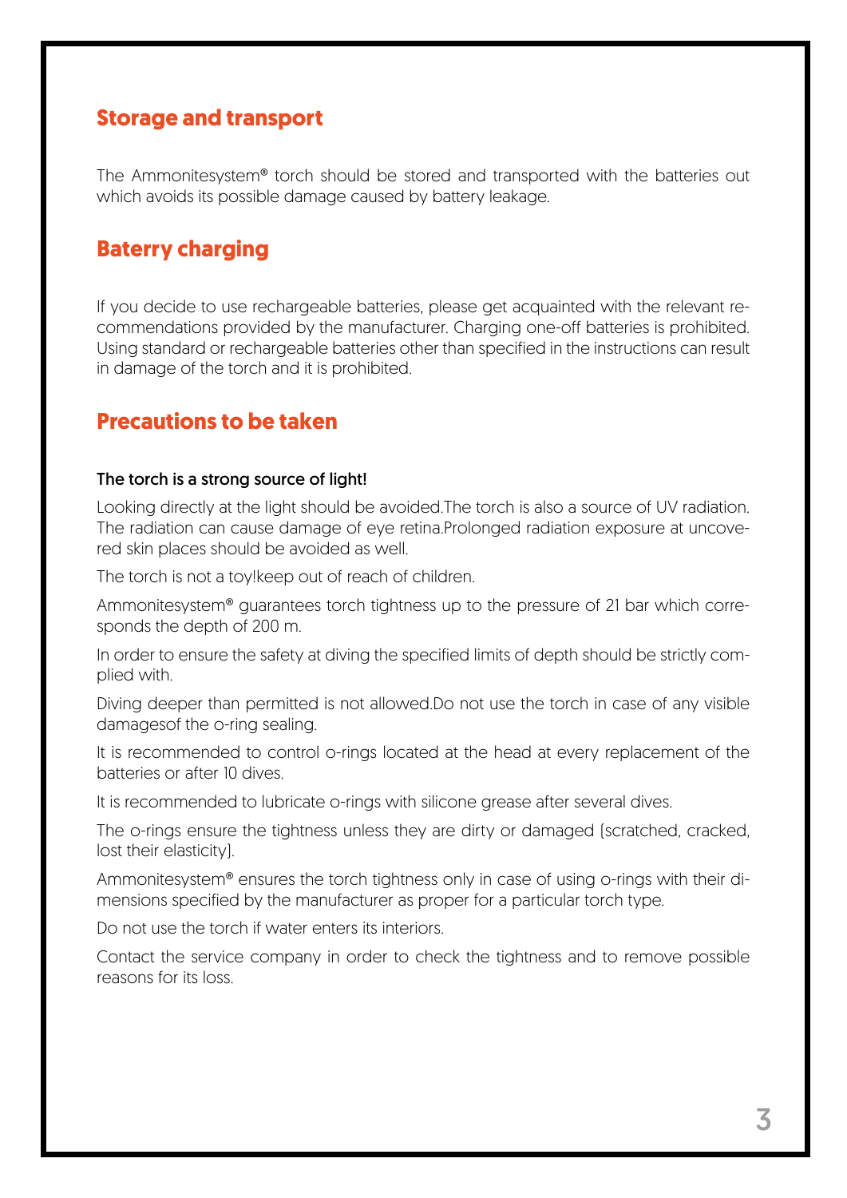## Storage and transport

The Ammonitesystem® torch should be stored and transported with the batteries out which avoids its possible damage caused by battery leakage.

## Baterry charging

If you decide to use rechargeable batteries, please get acquainted with the relevant recommendations provided by the manufacturer. Charging one-off batteries is prohibited. Using standard or rechargeable batteries other than specified in the instructions can result in damage of the torch and it is prohibited.

## Precautions to be taken

The torch is a strong source of light!

Looking directly at the light should be avoided.The torch is also a source of UV radiation. The radiation can cause damage of eye retina.Prolonged radiation exposure at uncovered skin places should be avoided as well.

The torch is not a toy!keep out of reach of children.

Ammonitesystem® guarantees torch tightness up to the pressure of 21 bar which corresponds the depth of 200 m.

In order to ensure the safety at diving the specified limits of depth should be strictly complied with.

Diving deeper than permitted is not allowed.Do not use the torch in case of any visible damagesof the o-ring sealing.

It is recommended to control o-rings located at the head at every replacement of the batteries or after 10 dives.

It is recommended to lubricate o-rings with silicone grease after several dives.

The o-rings ensure the tightness unless they are dirty or damaged (scratched, cracked, lost their elasticity).

Ammonitesystem® ensures the torch tightness only in case of using o-rings with their dimensions specified by the manufacturer as proper for a particular torch type.

Do not use the torch if water enters its interiors.

Contact the service company in order to check the tightness and to remove possible reasons for its loss.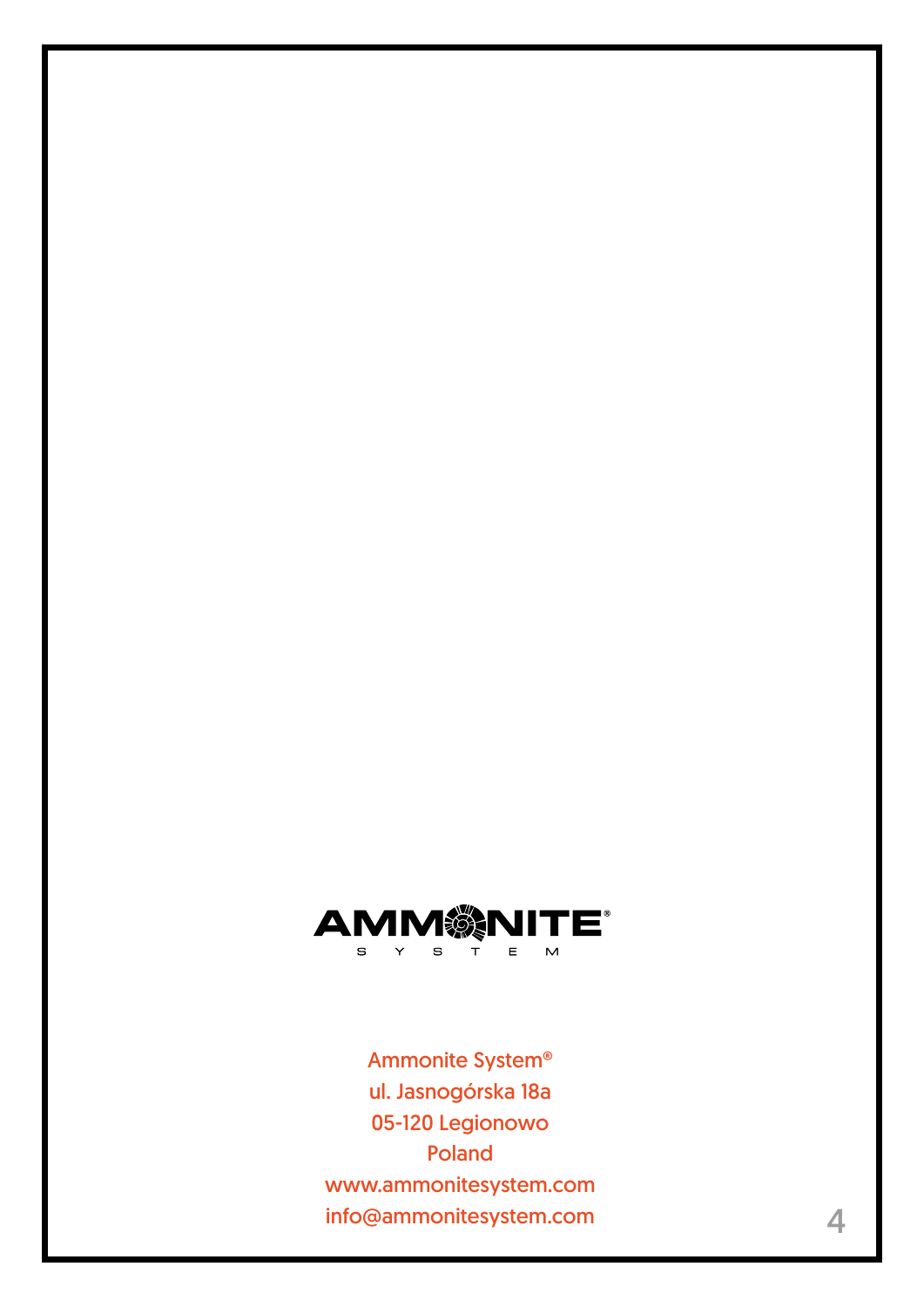AMMONITE®

S Y S T E M

Ammonite System®
ul. Jasnogórska 18a
05-120 Legionowo
Poland
www.ammonitesystem.com
info@ammonitesystem.com